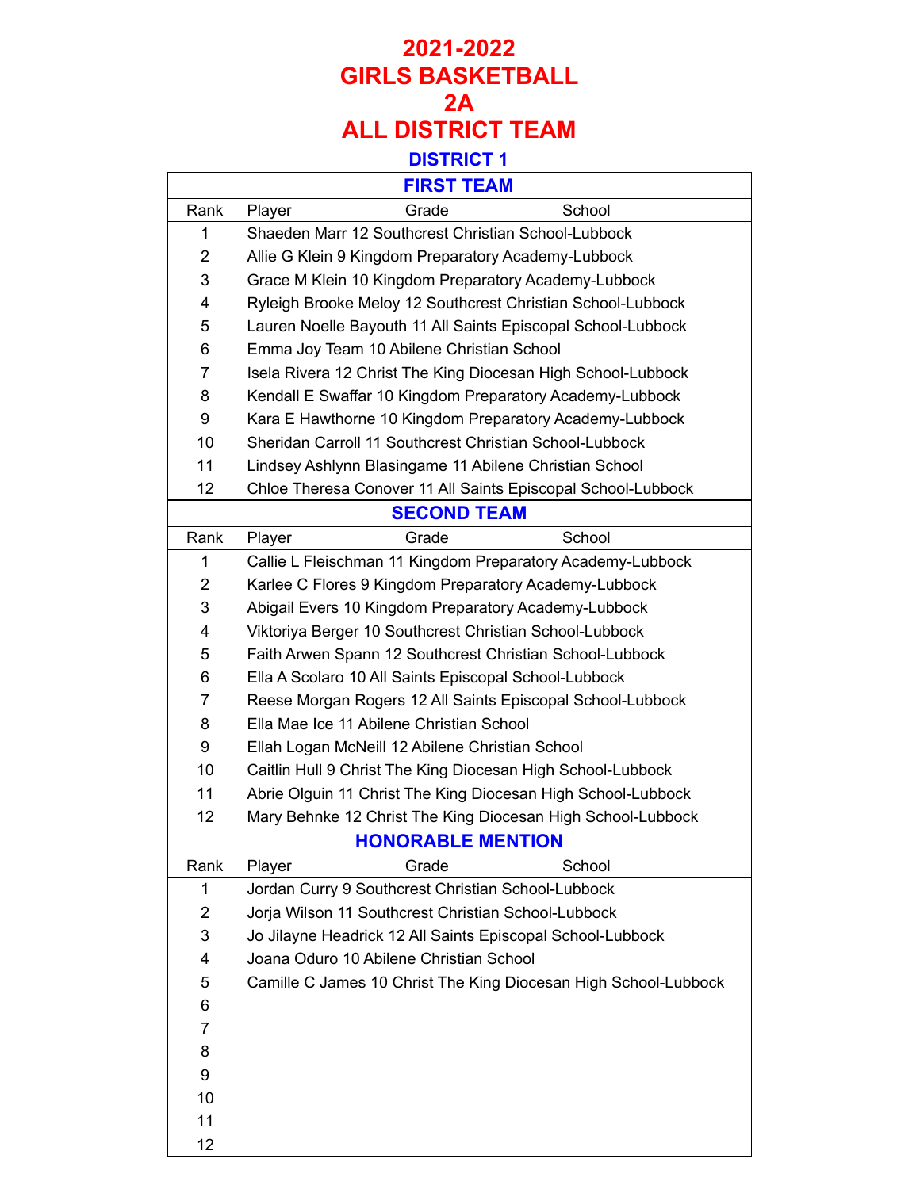# 2021-2022
# GIRLS BASKETBALL
# 2A
# ALL DISTRICT TEAM

## DISTRICT 1

### FIRST TEAM

| Rank | Player Grade School |
|---|---|
| 1 | Shaeden Marr 12 Southcrest Christian School-Lubbock |
| 2 | Allie G Klein 9 Kingdom Preparatory Academy-Lubbock |
| 3 | Grace M Klein 10 Kingdom Preparatory Academy-Lubbock |
| 4 | Ryleigh Brooke Meloy 12 Southcrest Christian School-Lubbock |
| 5 | Lauren Noelle Bayouth 11 All Saints Episcopal School-Lubbock |
| 6 | Emma Joy Team 10 Abilene Christian School |
| 7 | Isela Rivera 12 Christ The King Diocesan High School-Lubbock |
| 8 | Kendall E Swaffar 10 Kingdom Preparatory Academy-Lubbock |
| 9 | Kara E Hawthorne 10 Kingdom Preparatory Academy-Lubbock |
| 10 | Sheridan Carroll 11 Southcrest Christian School-Lubbock |
| 11 | Lindsey Ashlynn Blasingame 11 Abilene Christian School |
| 12 | Chloe Theresa Conover 11 All Saints Episcopal School-Lubbock |

### SECOND TEAM

| Rank | Player Grade School |
|---|---|
| 1 | Callie L Fleischman 11 Kingdom Preparatory Academy-Lubbock |
| 2 | Karlee C Flores 9 Kingdom Preparatory Academy-Lubbock |
| 3 | Abigail Evers 10 Kingdom Preparatory Academy-Lubbock |
| 4 | Viktoriya Berger 10 Southcrest Christian School-Lubbock |
| 5 | Faith Arwen Spann 12 Southcrest Christian School-Lubbock |
| 6 | Ella A Scolaro 10 All Saints Episcopal School-Lubbock |
| 7 | Reese Morgan Rogers 12 All Saints Episcopal School-Lubbock |
| 8 | Ella Mae Ice 11 Abilene Christian School |
| 9 | Ellah Logan McNeill 12 Abilene Christian School |
| 10 | Caitlin Hull 9 Christ The King Diocesan High School-Lubbock |
| 11 | Abrie Olguin 11 Christ The King Diocesan High School-Lubbock |
| 12 | Mary Behnke 12 Christ The King Diocesan High School-Lubbock |

### HONORABLE MENTION

| Rank | Player Grade School |
|---|---|
| 1 | Jordan Curry 9 Southcrest Christian School-Lubbock |
| 2 | Jorja Wilson 11 Southcrest Christian School-Lubbock |
| 3 | Jo Jilayne Headrick 12 All Saints Episcopal School-Lubbock |
| 4 | Joana Oduro 10 Abilene Christian School |
| 5 | Camille C James 10 Christ The King Diocesan High School-Lubbock |
| 6 | |
| 7 | |
| 8 | |
| 9 | |
| 10 | |
| 11 | |
| 12 | |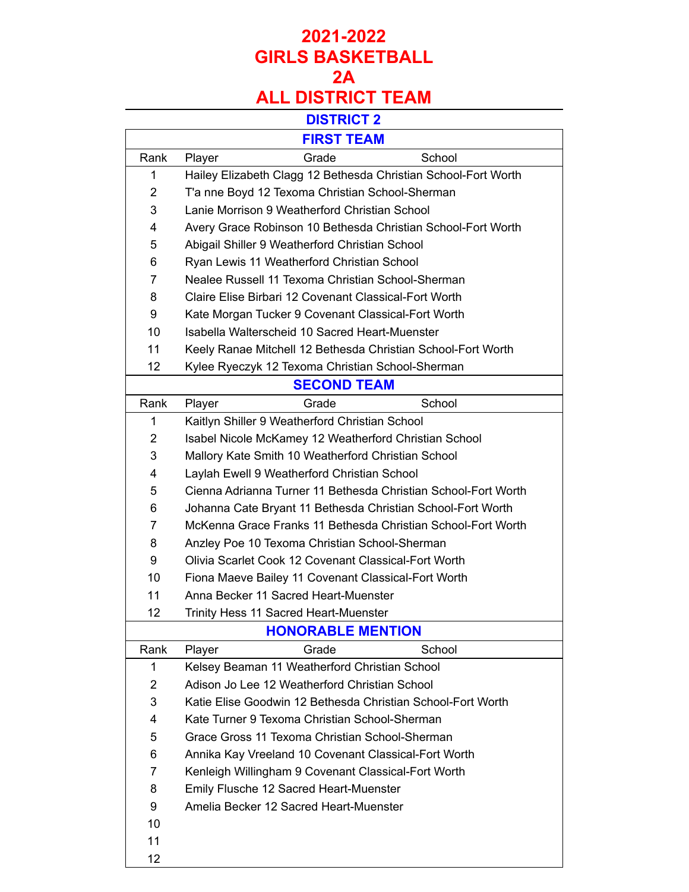# 2021-2022
# GIRLS BASKETBALL
# 2A
# ALL DISTRICT TEAM

## DISTRICT 2

### FIRST TEAM

| Rank | Player | Grade | School |
|---|---|---|---|
| 1 | Hailey Elizabeth Clagg | 12 | Bethesda Christian School-Fort Worth |
| 2 | T'a nne Boyd | 12 | Texoma Christian School-Sherman |
| 3 | Lanie Morrison | 9 | Weatherford Christian School |
| 4 | Avery Grace Robinson | 10 | Bethesda Christian School-Fort Worth |
| 5 | Abigail Shiller | 9 | Weatherford Christian School |
| 6 | Ryan Lewis | 11 | Weatherford Christian School |
| 7 | Nealee Russell | 11 | Texoma Christian School-Sherman |
| 8 | Claire Elise Birbari | 12 | Covenant Classical-Fort Worth |
| 9 | Kate Morgan Tucker | 9 | Covenant Classical-Fort Worth |
| 10 | Isabella Walterscheid | 10 | Sacred Heart-Muenster |
| 11 | Keely Ranae Mitchell | 12 | Bethesda Christian School-Fort Worth |
| 12 | Kylee Ryeczyk | 12 | Texoma Christian School-Sherman |

### SECOND TEAM

| Rank | Player | Grade | School |
|---|---|---|---|
| 1 | Kaitlyn Shiller | 9 | Weatherford Christian School |
| 2 | Isabel Nicole McKamey | 12 | Weatherford Christian School |
| 3 | Mallory Kate Smith | 10 | Weatherford Christian School |
| 4 | Laylah Ewell | 9 | Weatherford Christian School |
| 5 | Cienna Adrianna Turner | 11 | Bethesda Christian School-Fort Worth |
| 6 | Johanna Cate Bryant | 11 | Bethesda Christian School-Fort Worth |
| 7 | McKenna Grace Franks | 11 | Bethesda Christian School-Fort Worth |
| 8 | Anzley Poe | 10 | Texoma Christian School-Sherman |
| 9 | Olivia Scarlet Cook | 12 | Covenant Classical-Fort Worth |
| 10 | Fiona Maeve Bailey | 11 | Covenant Classical-Fort Worth |
| 11 | Anna Becker | 11 | Sacred Heart-Muenster |
| 12 | Trinity Hess | 11 | Sacred Heart-Muenster |

### HONORABLE MENTION

| Rank | Player | Grade | School |
|---|---|---|---|
| 1 | Kelsey Beaman | 11 | Weatherford Christian School |
| 2 | Adison Jo Lee | 12 | Weatherford Christian School |
| 3 | Katie Elise Goodwin | 12 | Bethesda Christian School-Fort Worth |
| 4 | Kate Turner | 9 | Texoma Christian School-Sherman |
| 5 | Grace Gross | 11 | Texoma Christian School-Sherman |
| 6 | Annika Kay Vreeland | 10 | Covenant Classical-Fort Worth |
| 7 | Kenleigh Willingham | 9 | Covenant Classical-Fort Worth |
| 8 | Emily Flusche | 12 | Sacred Heart-Muenster |
| 9 | Amelia Becker | 12 | Sacred Heart-Muenster |
| 10 | | | |
| 11 | | | |
| 12 | | | |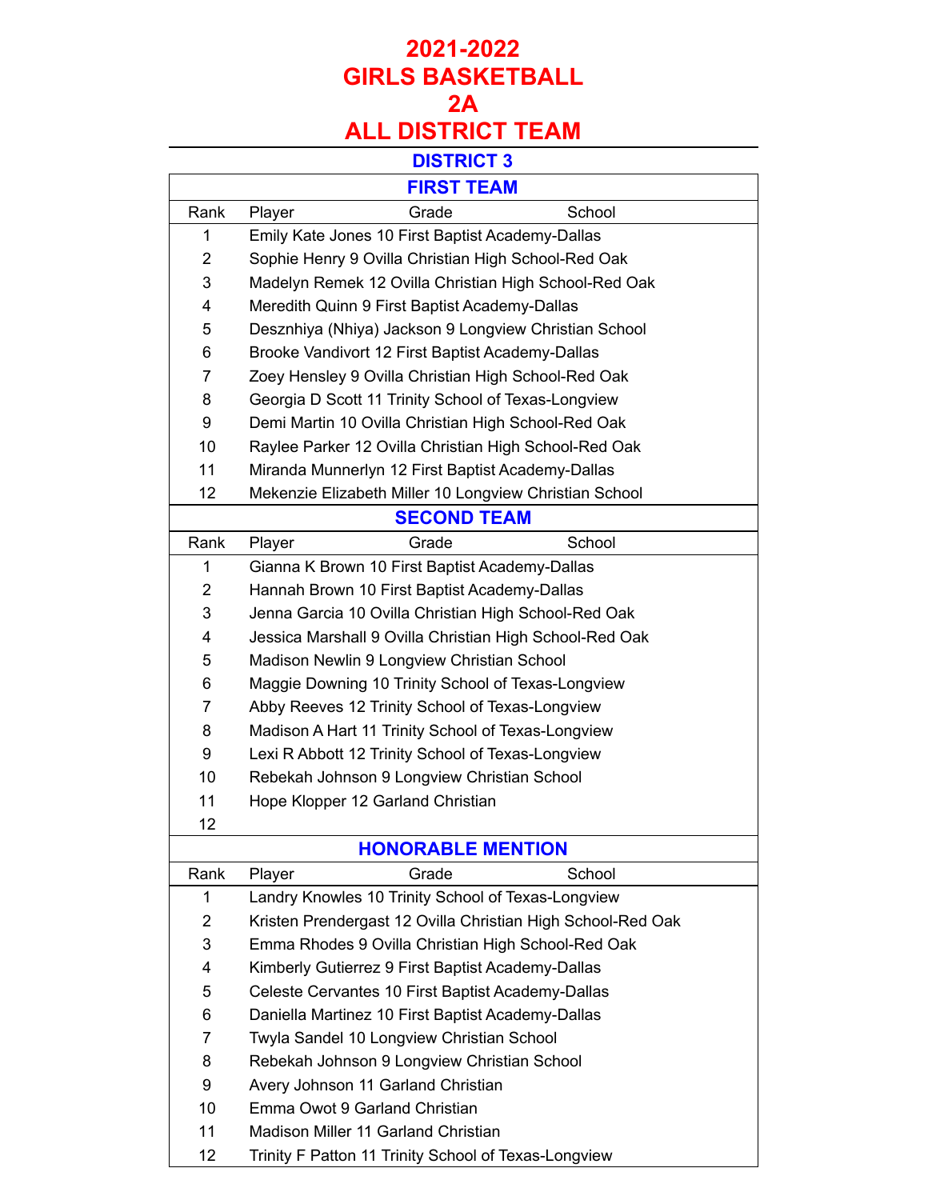# 2021-2022
# GIRLS BASKETBALL
# 2A
# ALL DISTRICT TEAM

## DISTRICT 3

### FIRST TEAM

| Rank | Player | Grade | School |
|---|---|---|---|
| 1 | Emily Kate Jones | 10 | First Baptist Academy-Dallas |
| 2 | Sophie Henry | 9 | Ovilla Christian High School-Red Oak |
| 3 | Madelyn Remek | 12 | Ovilla Christian High School-Red Oak |
| 4 | Meredith Quinn | 9 | First Baptist Academy-Dallas |
| 5 | Desznhiya (Nhiya) Jackson | 9 | Longview Christian School |
| 6 | Brooke Vandivort | 12 | First Baptist Academy-Dallas |
| 7 | Zoey Hensley | 9 | Ovilla Christian High School-Red Oak |
| 8 | Georgia D Scott | 11 | Trinity School of Texas-Longview |
| 9 | Demi Martin | 10 | Ovilla Christian High School-Red Oak |
| 10 | Raylee Parker | 12 | Ovilla Christian High School-Red Oak |
| 11 | Miranda Munnerlyn | 12 | First Baptist Academy-Dallas |
| 12 | Mekenzie Elizabeth Miller | 10 | Longview Christian School |

### SECOND TEAM

| Rank | Player | Grade | School |
|---|---|---|---|
| 1 | Gianna K Brown | 10 | First Baptist Academy-Dallas |
| 2 | Hannah Brown | 10 | First Baptist Academy-Dallas |
| 3 | Jenna Garcia | 10 | Ovilla Christian High School-Red Oak |
| 4 | Jessica Marshall | 9 | Ovilla Christian High School-Red Oak |
| 5 | Madison Newlin | 9 | Longview Christian School |
| 6 | Maggie Downing | 10 | Trinity School of Texas-Longview |
| 7 | Abby Reeves | 12 | Trinity School of Texas-Longview |
| 8 | Madison A Hart | 11 | Trinity School of Texas-Longview |
| 9 | Lexi R Abbott | 12 | Trinity School of Texas-Longview |
| 10 | Rebekah Johnson | 9 | Longview Christian School |
| 11 | Hope Klopper | 12 | Garland Christian |
| 12 | | | |

### HONORABLE MENTION

| Rank | Player | Grade | School |
|---|---|---|---|
| 1 | Landry Knowles | 10 | Trinity School of Texas-Longview |
| 2 | Kristen Prendergast | 12 | Ovilla Christian High School-Red Oak |
| 3 | Emma Rhodes | 9 | Ovilla Christian High School-Red Oak |
| 4 | Kimberly Gutierrez | 9 | First Baptist Academy-Dallas |
| 5 | Celeste Cervantes | 10 | First Baptist Academy-Dallas |
| 6 | Daniella Martinez | 10 | First Baptist Academy-Dallas |
| 7 | Twyla Sandel | 10 | Longview Christian School |
| 8 | Rebekah Johnson | 9 | Longview Christian School |
| 9 | Avery Johnson | 11 | Garland Christian |
| 10 | Emma Owot | 9 | Garland Christian |
| 11 | Madison Miller | 11 | Garland Christian |
| 12 | Trinity F Patton | 11 | Trinity School of Texas-Longview |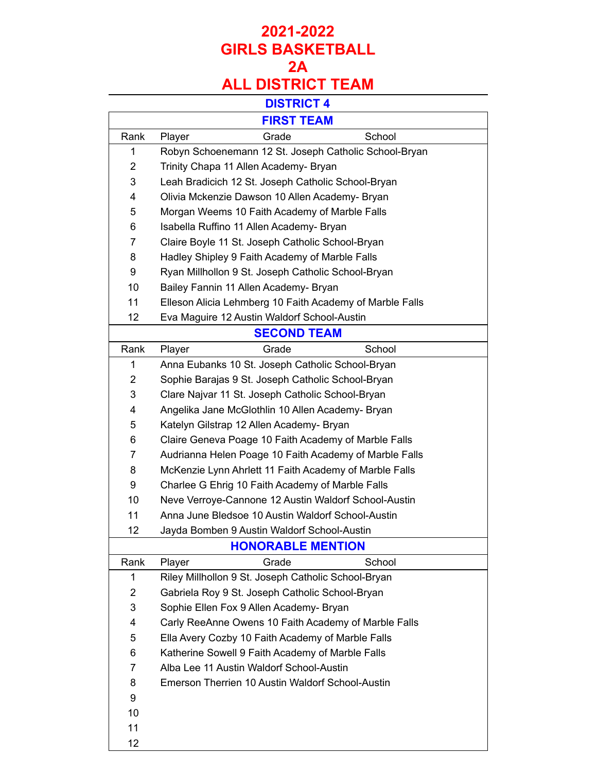# 2021-2022
# GIRLS BASKETBALL
# 2A
# ALL DISTRICT TEAM

## DISTRICT 4

### FIRST TEAM

| Rank | Player | Grade | School |
|---|---|---|---|
| 1 | Robyn Schoenemann | 12 | St. Joseph Catholic School-Bryan |
| 2 | Trinity Chapa | 11 | Allen Academy- Bryan |
| 3 | Leah Bradicich | 12 | St. Joseph Catholic School-Bryan |
| 4 | Olivia Mckenzie Dawson | 10 | Allen Academy- Bryan |
| 5 | Morgan Weems | 10 | Faith Academy of Marble Falls |
| 6 | Isabella Ruffino | 11 | Allen Academy- Bryan |
| 7 | Claire Boyle | 11 | St. Joseph Catholic School-Bryan |
| 8 | Hadley Shipley | 9 | Faith Academy of Marble Falls |
| 9 | Ryan Millhollon | 9 | St. Joseph Catholic School-Bryan |
| 10 | Bailey Fannin | 11 | Allen Academy- Bryan |
| 11 | Elleson Alicia Lehmberg | 10 | Faith Academy of Marble Falls |
| 12 | Eva Maguire | 12 | Austin Waldorf School-Austin |

### SECOND TEAM

| Rank | Player | Grade | School |
|---|---|---|---|
| 1 | Anna Eubanks | 10 | St. Joseph Catholic School-Bryan |
| 2 | Sophie Barajas | 9 | St. Joseph Catholic School-Bryan |
| 3 | Clare Najvar | 11 | St. Joseph Catholic School-Bryan |
| 4 | Angelika Jane McGlothlin | 10 | Allen Academy- Bryan |
| 5 | Katelyn Gilstrap | 12 | Allen Academy- Bryan |
| 6 | Claire Geneva Poage | 10 | Faith Academy of Marble Falls |
| 7 | Audrianna Helen Poage | 10 | Faith Academy of Marble Falls |
| 8 | McKenzie Lynn Ahrlett | 11 | Faith Academy of Marble Falls |
| 9 | Charlee G Ehrig | 10 | Faith Academy of Marble Falls |
| 10 | Neve Verroye-Cannone | 12 | Austin Waldorf School-Austin |
| 11 | Anna June Bledsoe | 10 | Austin Waldorf School-Austin |
| 12 | Jayda Bomben | 9 | Austin Waldorf School-Austin |

### HONORABLE MENTION

| Rank | Player | Grade | School |
|---|---|---|---|
| 1 | Riley Millhollon | 9 | St. Joseph Catholic School-Bryan |
| 2 | Gabriela Roy | 9 | St. Joseph Catholic School-Bryan |
| 3 | Sophie Ellen Fox | 9 | Allen Academy- Bryan |
| 4 | Carly ReeAnne Owens | 10 | Faith Academy of Marble Falls |
| 5 | Ella Avery Cozby | 10 | Faith Academy of Marble Falls |
| 6 | Katherine Sowell | 9 | Faith Academy of Marble Falls |
| 7 | Alba Lee | 11 | Austin Waldorf School-Austin |
| 8 | Emerson Therrien | 10 | Austin Waldorf School-Austin |
| 9 | | | |
| 10 | | | |
| 11 | | | |
| 12 | | | |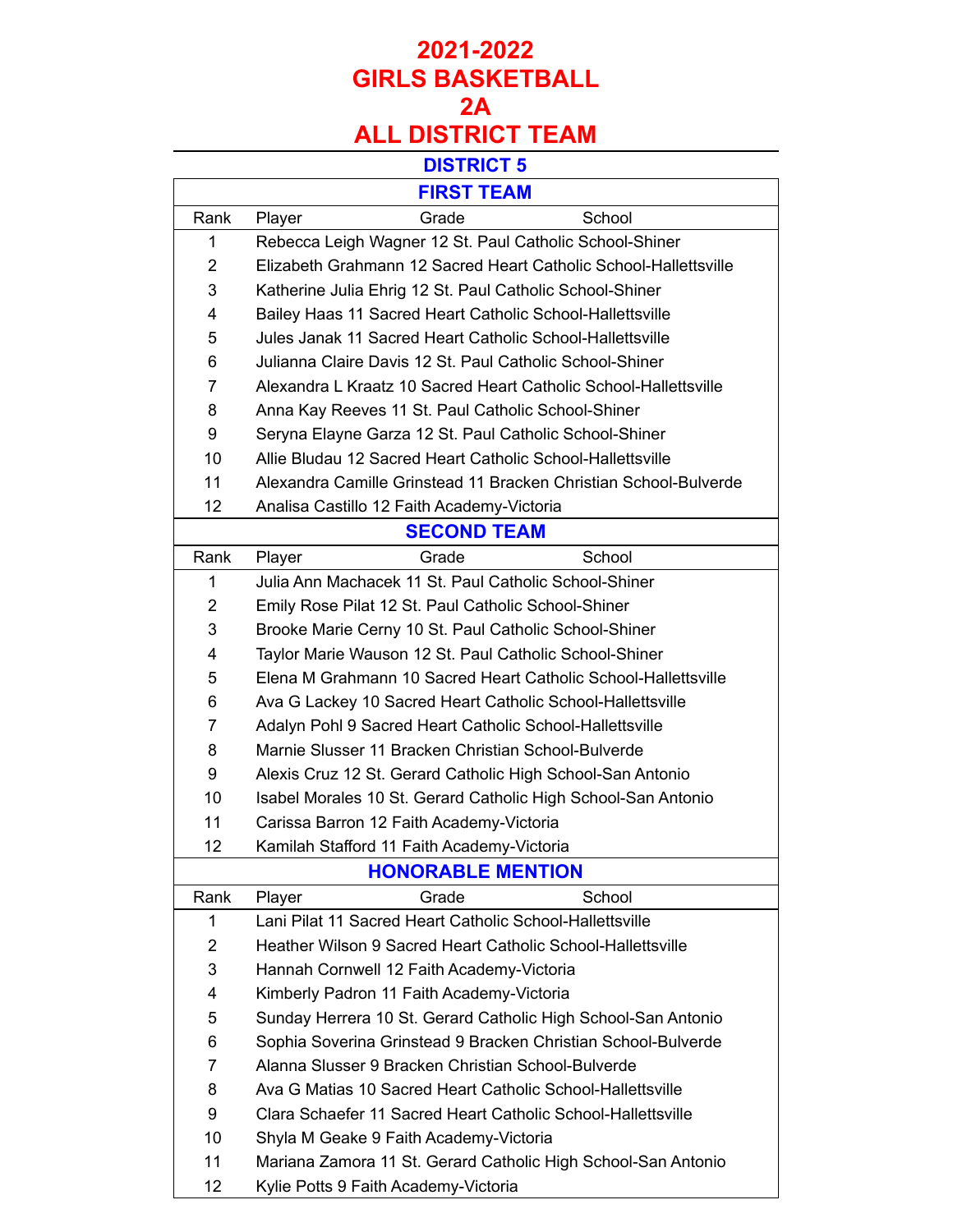# 2021-2022
# GIRLS BASKETBALL
# 2A
# ALL DISTRICT TEAM

## DISTRICT 5

### FIRST TEAM

| Rank | Player | Grade | School |
|---|---|---|---|
| 1 | Rebecca Leigh Wagner | 12 | St. Paul Catholic School-Shiner |
| 2 | Elizabeth Grahmann | 12 | Sacred Heart Catholic School-Hallettsville |
| 3 | Katherine Julia Ehrig | 12 | St. Paul Catholic School-Shiner |
| 4 | Bailey Haas | 11 | Sacred Heart Catholic School-Hallettsville |
| 5 | Jules Janak | 11 | Sacred Heart Catholic School-Hallettsville |
| 6 | Julianna Claire Davis | 12 | St. Paul Catholic School-Shiner |
| 7 | Alexandra L Kraatz | 10 | Sacred Heart Catholic School-Hallettsville |
| 8 | Anna Kay Reeves | 11 | St. Paul Catholic School-Shiner |
| 9 | Seryna Elayne Garza | 12 | St. Paul Catholic School-Shiner |
| 10 | Allie Bludau | 12 | Sacred Heart Catholic School-Hallettsville |
| 11 | Alexandra Camille Grinstead | 11 | Bracken Christian School-Bulverde |
| 12 | Analisa Castillo | 12 | Faith Academy-Victoria |

### SECOND TEAM

| Rank | Player | Grade | School |
|---|---|---|---|
| 1 | Julia Ann Machacek | 11 | St. Paul Catholic School-Shiner |
| 2 | Emily Rose Pilat | 12 | St. Paul Catholic School-Shiner |
| 3 | Brooke Marie Cerny | 10 | St. Paul Catholic School-Shiner |
| 4 | Taylor Marie Wauson | 12 | St. Paul Catholic School-Shiner |
| 5 | Elena M Grahmann | 10 | Sacred Heart Catholic School-Hallettsville |
| 6 | Ava G Lackey | 10 | Sacred Heart Catholic School-Hallettsville |
| 7 | Adalyn Pohl | 9 | Sacred Heart Catholic School-Hallettsville |
| 8 | Marnie Slusser | 11 | Bracken Christian School-Bulverde |
| 9 | Alexis Cruz | 12 | St. Gerard Catholic High School-San Antonio |
| 10 | Isabel Morales | 10 | St. Gerard Catholic High School-San Antonio |
| 11 | Carissa Barron | 12 | Faith Academy-Victoria |
| 12 | Kamilah Stafford | 11 | Faith Academy-Victoria |

### HONORABLE MENTION

| Rank | Player | Grade | School |
|---|---|---|---|
| 1 | Lani Pilat | 11 | Sacred Heart Catholic School-Hallettsville |
| 2 | Heather Wilson | 9 | Sacred Heart Catholic School-Hallettsville |
| 3 | Hannah Cornwell | 12 | Faith Academy-Victoria |
| 4 | Kimberly Padron | 11 | Faith Academy-Victoria |
| 5 | Sunday Herrera | 10 | St. Gerard Catholic High School-San Antonio |
| 6 | Sophia Soverina Grinstead | 9 | Bracken Christian School-Bulverde |
| 7 | Alanna Slusser | 9 | Bracken Christian School-Bulverde |
| 8 | Ava G Matias | 10 | Sacred Heart Catholic School-Hallettsville |
| 9 | Clara Schaefer | 11 | Sacred Heart Catholic School-Hallettsville |
| 10 | Shyla M Geake | 9 | Faith Academy-Victoria |
| 11 | Mariana Zamora | 11 | St. Gerard Catholic High School-San Antonio |
| 12 | Kylie Potts | 9 | Faith Academy-Victoria |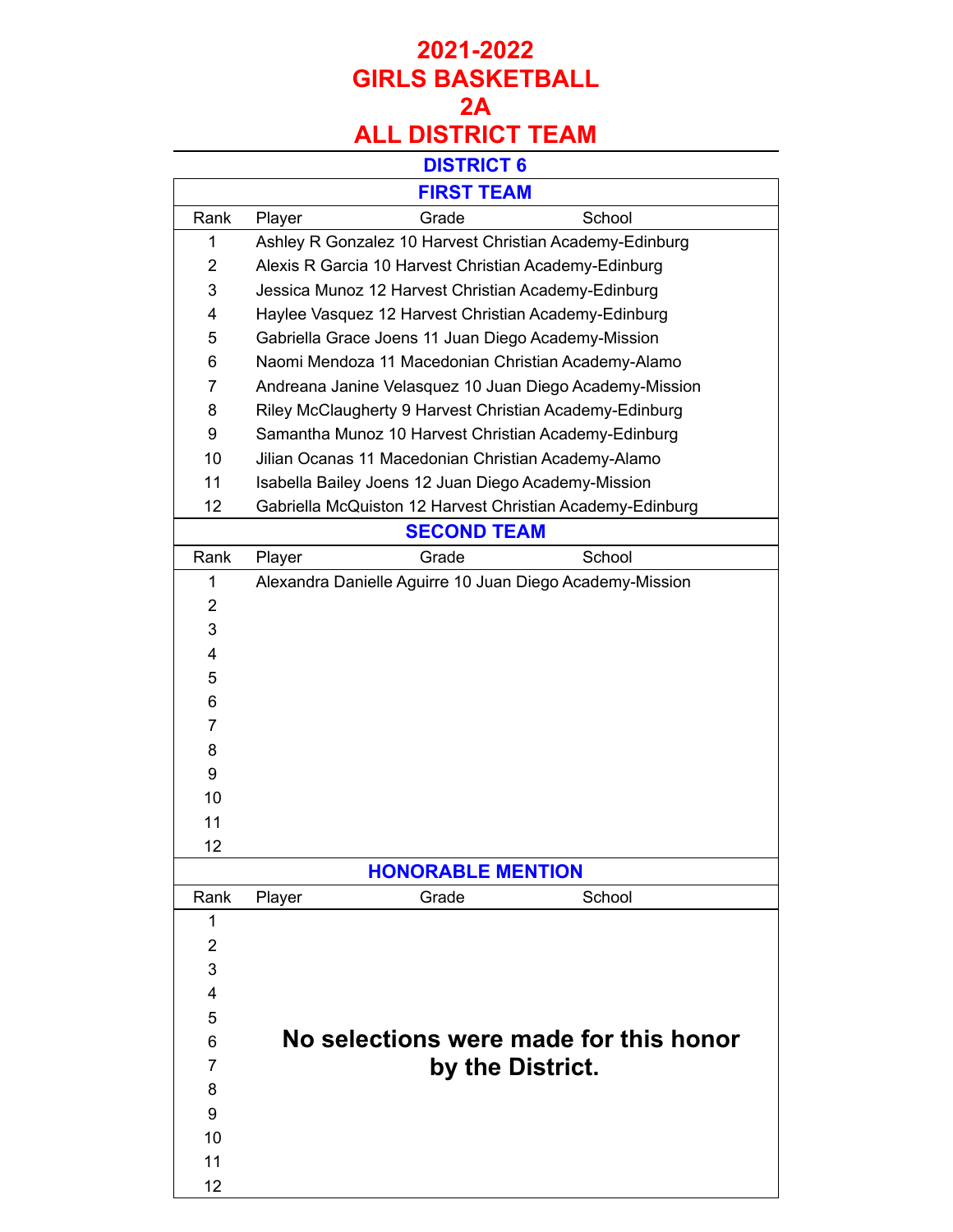# 2021-2022
# GIRLS BASKETBALL
# 2A
# ALL DISTRICT TEAM

## DISTRICT 6

### FIRST TEAM

| Rank | Player | Grade | School |
|---|---|---|---|
| 1 | Ashley R Gonzalez | 10 | Harvest Christian Academy-Edinburg |
| 2 | Alexis R Garcia | 10 | Harvest Christian Academy-Edinburg |
| 3 | Jessica Munoz | 12 | Harvest Christian Academy-Edinburg |
| 4 | Haylee Vasquez | 12 | Harvest Christian Academy-Edinburg |
| 5 | Gabriella Grace Joens | 11 | Juan Diego Academy-Mission |
| 6 | Naomi Mendoza | 11 | Macedonian Christian Academy-Alamo |
| 7 | Andreana Janine Velasquez | 10 | Juan Diego Academy-Mission |
| 8 | Riley McClaugherty | 9 | Harvest Christian Academy-Edinburg |
| 9 | Samantha Munoz | 10 | Harvest Christian Academy-Edinburg |
| 10 | Jilian Ocanas | 11 | Macedonian Christian Academy-Alamo |
| 11 | Isabella Bailey Joens | 12 | Juan Diego Academy-Mission |
| 12 | Gabriella McQuiston | 12 | Harvest Christian Academy-Edinburg |

### SECOND TEAM

| Rank | Player | Grade | School |
|---|---|---|---|
| 1 | Alexandra Danielle Aguirre | 10 | Juan Diego Academy-Mission |
| 2 | | | |
| 3 | | | |
| 4 | | | |
| 5 | | | |
| 6 | | | |
| 7 | | | |
| 8 | | | |
| 9 | | | |
| 10 | | | |
| 11 | | | |
| 12 | | | |

### HONORABLE MENTION

| Rank | Player | Grade | School |
|---|---|---|---|
| 1 | | | |
| 2 | | | |
| 3 | | | |
| 4 | | | |
| 5 | | | |
| 6 | | | |
| 7 | | | |
| 8 | | | |
| 9 | | | |
| 10 | | | |
| 11 | | | |
| 12 | | | |

**No selections were made for this honor by the District.**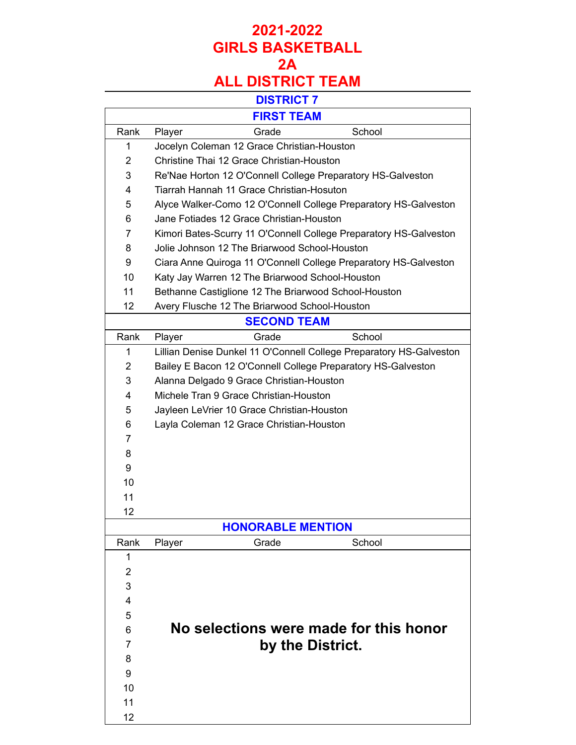# 2021-2022
# GIRLS BASKETBALL
# 2A
# ALL DISTRICT TEAM

## DISTRICT 7

### FIRST TEAM

| Rank | Player | Grade | School |
|---|---|---|---|
| 1 | Jocelyn Coleman | 12 | Grace Christian-Houston |
| 2 | Christine Thai | 12 | Grace Christian-Houston |
| 3 | Re'Nae Horton | 12 | O'Connell College Preparatory HS-Galveston |
| 4 | Tiarrah Hannah | 11 | Grace Christian-Hosuton |
| 5 | Alyce Walker-Como | 12 | O'Connell College Preparatory HS-Galveston |
| 6 | Jane Fotiades | 12 | Grace Christian-Houston |
| 7 | Kimori Bates-Scurry | 11 | O'Connell College Preparatory HS-Galveston |
| 8 | Jolie Johnson | 12 | The Briarwood School-Houston |
| 9 | Ciara Anne Quiroga | 11 | O'Connell College Preparatory HS-Galveston |
| 10 | Katy Jay Warren | 12 | The Briarwood School-Houston |
| 11 | Bethanne Castiglione | 12 | The Briarwood School-Houston |
| 12 | Avery Flusche | 12 | The Briarwood School-Houston |

### SECOND TEAM

| Rank | Player | Grade | School |
|---|---|---|---|
| 1 | Lillian Denise Dunkel | 11 | O'Connell College Preparatory HS-Galveston |
| 2 | Bailey E Bacon | 12 | O'Connell College Preparatory HS-Galveston |
| 3 | Alanna Delgado | 9 | Grace Christian-Houston |
| 4 | Michele Tran | 9 | Grace Christian-Houston |
| 5 | Jayleen LeVrier | 10 | Grace Christian-Houston |
| 6 | Layla Coleman | 12 | Grace Christian-Houston |
| 7 | | | |
| 8 | | | |
| 9 | | | |
| 10 | | | |
| 11 | | | |
| 12 | | | |

### HONORABLE MENTION

| Rank | Player | Grade | School |
|---|---|---|---|
| 1 | | | |
| 2 | | | |
| 3 | | | |
| 4 | | | |
| 5 | | | |
| 6 | | | |
| 7 | | | |
| 8 | | | |
| 9 | | | |
| 10 | | | |
| 11 | | | |
| 12 | | | |

**No selections were made for this honor by the District.**